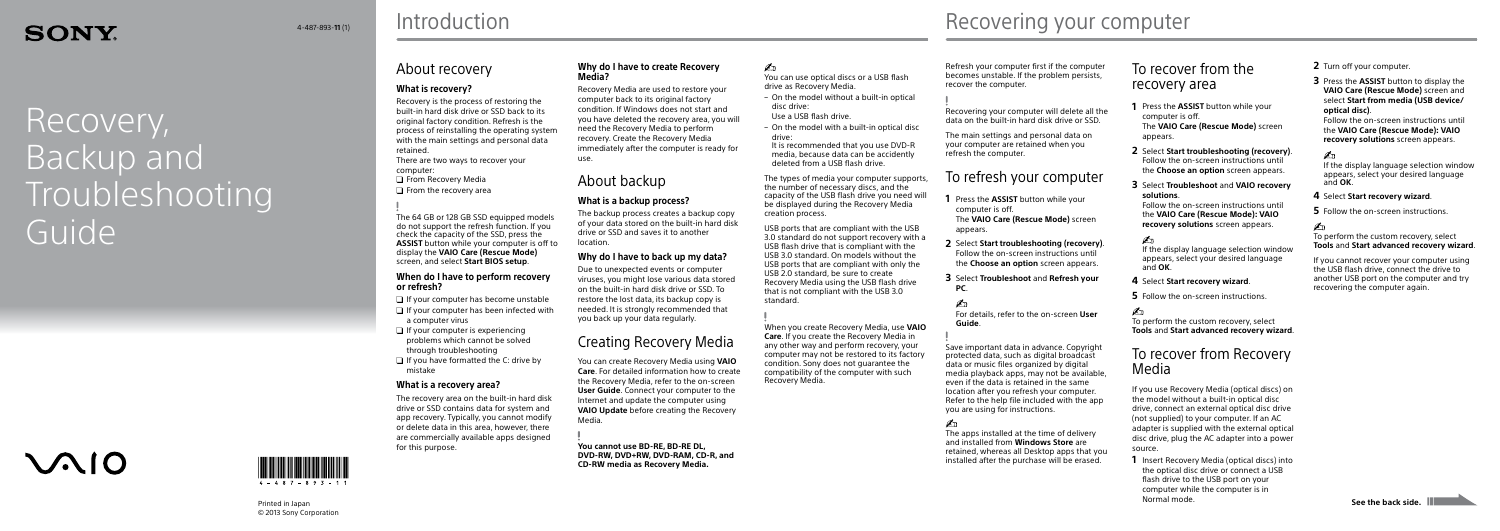# Recovery, Backup and Troubleshooting Guide

4-487-893-**11** (1)

Printed in Japan
© 2013 Sony Corporation

## Introduction

### About recovery

**What is recovery?**

Recovery is the process of restoring the built-in hard disk drive or SSD back to its original factory condition. Refresh is the process of reinstalling the operating system with the main settings and personal data retained.

There are two ways to recover your computer:

- ❑ From Recovery Media
- ❑ From the recovery area

**!**

The 64 GB or 128 GB SSD equipped models do not support the refresh function. If you check the capacity of the SSD, press the **ASSIST** button while your computer is off to display the **VAIO Care (Rescue Mode)** screen, and select **Start BIOS setup**.

**When do I have to perform recovery or refresh?**

- ❑ If your computer has become unstable
- ❑ If your computer has been infected with a computer virus
- ❑ If your computer is experiencing problems which cannot be solved through troubleshooting
- ❑ If you have formatted the C: drive by mistake

**What is a recovery area?**

The recovery area on the built-in hard disk drive or SSD contains data for system and app recovery. Typically, you cannot modify or delete data in this area, however, there are commercially available apps designed for this purpose.

**Why do I have to create Recovery Media?**

Recovery Media are used to restore your computer back to its original factory condition. If Windows does not start and you have deleted the recovery area, you will need the Recovery Media to perform recovery. Create the Recovery Media immediately after the computer is ready for use.

### About backup

**What is a backup process?**

The backup process creates a backup copy of your data stored on the built-in hard disk drive or SSD and saves it to another location.

**Why do I have to back up my data?**

Due to unexpected events or computer viruses, you might lose various data stored on the built-in hard disk drive or SSD. To restore the lost data, its backup copy is needed. It is strongly recommended that you back up your data regularly.

### Creating Recovery Media

You can create Recovery Media using **VAIO Care**. For detailed information how to create the Recovery Media, refer to the on-screen **User Guide**. Connect your computer to the Internet and update the computer using **VAIO Update** before creating the Recovery Media.

**!**

**You cannot use BD-RE, BD-RE DL, DVD-RW, DVD+RW, DVD-RAM, CD-R, and CD-RW media as Recovery Media.**

✍

You can use optical discs or a USB flash drive as Recovery Media.

- On the model without a built-in optical disc drive:
  Use a USB flash drive.
- On the model with a built-in optical disc drive:
  It is recommended that you use DVD-R media, because data can be accidently deleted from a USB flash drive.

The types of media your computer supports, the number of necessary discs, and the capacity of the USB flash drive you will need will be displayed during the Recovery Media creation process.

USB ports that are compliant with the USB 3.0 standard do not support recovery with a USB flash drive that is compliant with the USB 3.0 standard. On models without the USB ports that are compliant with only the USB 2.0 standard, be sure to create Recovery Media using the USB flash drive that is not compliant with the USB 3.0 standard.

**!**

When you create Recovery Media, use **VAIO Care**. If you create the Recovery Media in any other way and perform recovery, your computer may not be restored to its factory condition. Sony does not guarantee the compatibility of the computer with such Recovery Media.

## Recovering your computer

Refresh your computer first if the computer becomes unstable. If the problem persists, recover the computer.

**!**

Recovering your computer will delete all the data on the built-in hard disk drive or SSD.

The main settings and personal data on your computer are retained when you refresh the computer.

### To refresh your computer

1. Press the **ASSIST** button while your computer is off.
   The **VAIO Care (Rescue Mode)** screen appears.
2. Select **Start troubleshooting (recovery)**.
   Follow the on-screen instructions until the **Choose an option** screen appears.
3. Select **Troubleshoot** and **Refresh your PC**.

✍

For details, refer to the on-screen **User Guide**.

**!**

Save important data in advance. Copyright protected data, such as digital broadcast data or music files organized by digital media playback apps, may not be available, even if the data is retained in the same location after you refresh your computer. Refer to the help file included with the app you are using for instructions.

✍

The apps installed at the time of delivery and installed from **Windows Store** are retained, whereas all Desktop apps that you installed after the purchase will be erased.

### To recover from the recovery area

1. Press the **ASSIST** button while your computer is off.
   The **VAIO Care (Rescue Mode)** screen appears.
2. Select **Start troubleshooting (recovery)**.
   Follow the on-screen instructions until the **Choose an option** screen appears.
3. Select **Troubleshoot** and **VAIO recovery solutions**.
   Follow the on-screen instructions until the **VAIO Care (Rescue Mode): VAIO recovery solutions** screen appears.

   ✍

   If the display language selection window appears, select your desired language and **OK**.
4. Select **Start recovery wizard**.
5. Follow the on-screen instructions.

✍

To perform the custom recovery, select **Tools** and **Start advanced recovery wizard**.

### To recover from Recovery Media

If you use Recovery Media (optical discs) on the model without a built-in optical disc drive, connect an external optical disc drive (not supplied) to your computer. If an AC adapter is supplied with the external optical disc drive, plug the AC adapter into a power source.

1. Insert Recovery Media (optical discs) into the optical disc drive or connect a USB flash drive to the USB port on your computer while the computer is in Normal mode.
2. Turn off your computer.
3. Press the **ASSIST** button to display the **VAIO Care (Rescue Mode)** screen and select **Start from media (USB device/ optical disc)**.
   Follow the on-screen instructions until the **VAIO Care (Rescue Mode): VAIO recovery solutions** screen appears.

   ✍

   If the display language selection window appears, select your desired language and **OK**.
4. Select **Start recovery wizard**.
5. Follow the on-screen instructions.

✍

To perform the custom recovery, select **Tools** and **Start advanced recovery wizard**.

If you cannot recover your computer using the USB flash drive, connect the drive to another USB port on the computer and try recovering the computer again.

**See the back side.**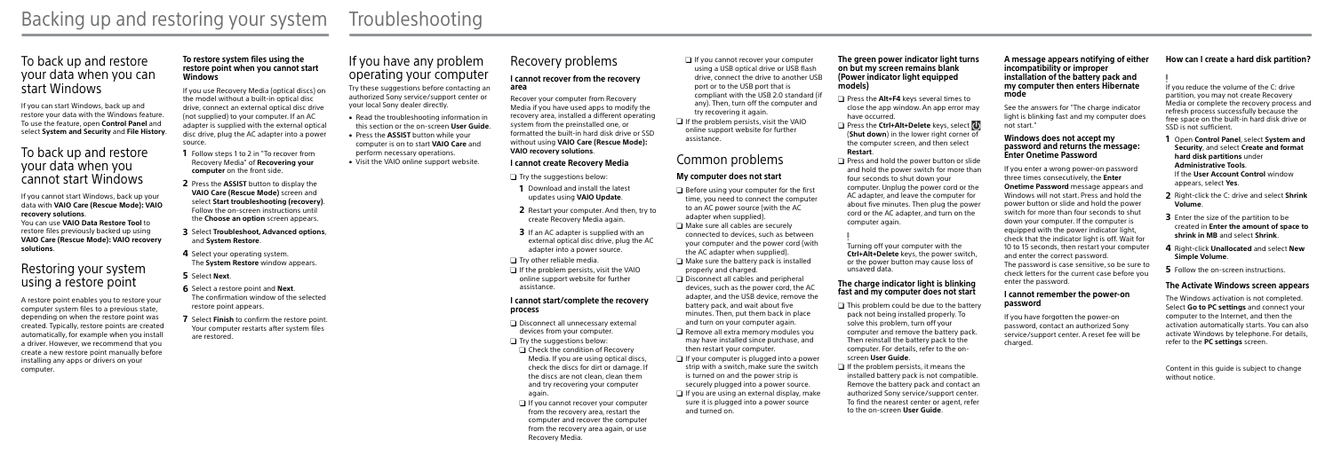# Backing up and restoring your system

## To back up and restore your data when you can start Windows

If you can start Windows, back up and restore your data with the Windows feature. To use the feature, open **Control Panel** and select **System and Security** and **File History**.

## To back up and restore your data when you cannot start Windows

If you cannot start Windows, back up your data with **VAIO Care (Rescue Mode): VAIO recovery solutions**.

You can use **VAIO Data Restore Tool** to restore files previously backed up using **VAIO Care (Rescue Mode): VAIO recovery solutions**.

## Restoring your system using a restore point

A restore point enables you to restore your computer system files to a previous state, depending on when the restore point was created. Typically, restore points are created automatically, for example when you install a driver. However, we recommend that you create a new restore point manually before installing any apps or drivers on your computer.

### To restore system files using the restore point when you cannot start Windows

If you use Recovery Media (optical discs) on the model without a built-in optical disc drive, connect an external optical disc drive (not supplied) to your computer. If an AC adapter is supplied with the external optical disc drive, plug the AC adapter into a power source.

1. Follow steps 1 to 2 in "To recover from Recovery Media" of **Recovering your computer** on the front side.
2. Press the **ASSIST** button to display the **VAIO Care (Rescue Mode)** screen and select **Start troubleshooting (recovery)**. Follow the on-screen instructions until the **Choose an option** screen appears.
3. Select **Troubleshoot**, **Advanced options**, and **System Restore**.
4. Select your operating system. The **System Restore** window appears.
5. Select **Next**.
6. Select a restore point and **Next**. The confirmation window of the selected restore point appears.
7. Select **Finish** to confirm the restore point. Your computer restarts after system files are restored.

# Troubleshooting

## If you have any problem operating your computer

Try these suggestions before contacting an authorized Sony service/support center or your local Sony dealer directly.

- Read the troubleshooting information in this section or the on-screen **User Guide**.
- Press the **ASSIST** button while your computer is on to start **VAIO Care** and perform necessary operations.
- Visit the VAIO online support website.

## Recovery problems

### I cannot recover from the recovery area

Recover your computer from Recovery Media if you have used apps to modify the recovery area, installed a different operating system from the preinstalled one, or formatted the built-in hard disk drive or SSD without using **VAIO Care (Rescue Mode): VAIO recovery solutions**.

### I cannot create Recovery Media

- ❑ Try the suggestions below:
  1. Download and install the latest updates using **VAIO Update**.
  2. Restart your computer. And then, try to create Recovery Media again.
  3. If an AC adapter is supplied with an external optical disc drive, plug the AC adapter into a power source.
- ❑ Try other reliable media.
- ❑ If the problem persists, visit the VAIO online support website for further assistance.

### I cannot start/complete the recovery process

- ❑ Disconnect all unnecessary external devices from your computer.
- ❑ Try the suggestions below:
  - ❑ Check the condition of Recovery Media. If you are using optical discs, check the discs for dirt or damage. If the discs are not clean, clean them and try recovering your computer again.
  - ❑ If you cannot recover your computer from the recovery area, restart the computer and recover the computer from the recovery area again, or use Recovery Media.
  - ❑ If you cannot recover your computer using a USB optical drive or USB flash drive, connect the drive to another USB port or to the USB port that is compliant with the USB 2.0 standard (if any). Then, turn off the computer and try recovering it again.
- ❑ If the problem persists, visit the VAIO online support website for further assistance.

## Common problems

### My computer does not start

- ❑ Before using your computer for the first time, you need to connect the computer to an AC power source (with the AC adapter when supplied).
- ❑ Make sure all cables are securely connected to devices, such as between your computer and the power cord (with the AC adapter when supplied).
- ❑ Make sure the battery pack is installed properly and charged.
- ❑ Disconnect all cables and peripheral devices, such as the power cord, the AC adapter, and the USB device, remove the battery pack, and wait about five minutes. Then, put them back in place and turn on your computer again.
- ❑ Remove all extra memory modules you may have installed since purchase, and then restart your computer.
- ❑ If your computer is plugged into a power strip with a switch, make sure the switch is turned on and the power strip is securely plugged into a power source.
- ❑ If you are using an external display, make sure it is plugged into a power source and turned on.

### The green power indicator light turns on but my screen remains blank (Power indicator light equipped models)

- ❑ Press the **Alt+F4** keys several times to close the app window. An app error may have occurred.
- ❑ Press the **Ctrl+Alt+Delete** keys, select ⏻ (**Shut down**) in the lower right corner of the computer screen, and then select **Restart**.
- ❑ Press and hold the power button or slide and hold the power switch for more than four seconds to shut down your computer. Unplug the power cord or the AC adapter, and leave the computer for about five minutes. Then plug the power cord or the AC adapter, and turn on the computer again.

**!**
Turning off your computer with the **Ctrl+Alt+Delete** keys, the power switch, or the power button may cause loss of unsaved data.

### The charge indicator light is blinking fast and my computer does not start

- ❑ This problem could be due to the battery pack not being installed properly. To solve this problem, turn off your computer and remove the battery pack. Then reinstall the battery pack to the computer. For details, refer to the on-screen **User Guide**.
- ❑ If the problem persists, it means the installed battery pack is not compatible. Remove the battery pack and contact an authorized Sony service/support center. To find the nearest center or agent, refer to the on-screen **User Guide**.

### A message appears notifying of either incompatibility or improper installation of the battery pack and my computer then enters Hibernate mode

See the answers for "The charge indicator light is blinking fast and my computer does not start."

### Windows does not accept my password and returns the message: Enter Onetime Password

If you enter a wrong power-on password three times consecutively, the **Enter Onetime Password** message appears and Windows will not start. Press and hold the power button or slide and hold the power switch for more than four seconds to shut down your computer. If the computer is equipped with the power indicator light, check that the indicator light is off. Wait for 10 to 15 seconds, then restart your computer and enter the correct password.

The password is case sensitive, so be sure to check letters for the current case before you enter the password.

### I cannot remember the power-on password

If you have forgotten the power-on password, contact an authorized Sony service/support center. A reset fee will be charged.

### How can I create a hard disk partition?

**!**
If you reduce the volume of the C: drive partition, you may not create Recovery Media or complete the recovery process and refresh process successfully because the free space on the built-in hard disk drive or SSD is not sufficient.

1. Open **Control Panel**, select **System and Security**, and select **Create and format hard disk partitions** under **Administrative Tools**.
   If the **User Account Control** window appears, select **Yes**.
2. Right-click the C: drive and select **Shrink Volume**.
3. Enter the size of the partition to be created in **Enter the amount of space to shrink in MB** and select **Shrink**.
4. Right-click **Unallocated** and select **New Simple Volume**.
5. Follow the on-screen instructions.

### The Activate Windows screen appears

The Windows activation is not completed. Select **Go to PC settings** and connect your computer to the Internet, and then the activation automatically starts. You can also activate Windows by telephone. For details, refer to the **PC settings** screen.

Content in this guide is subject to change without notice.